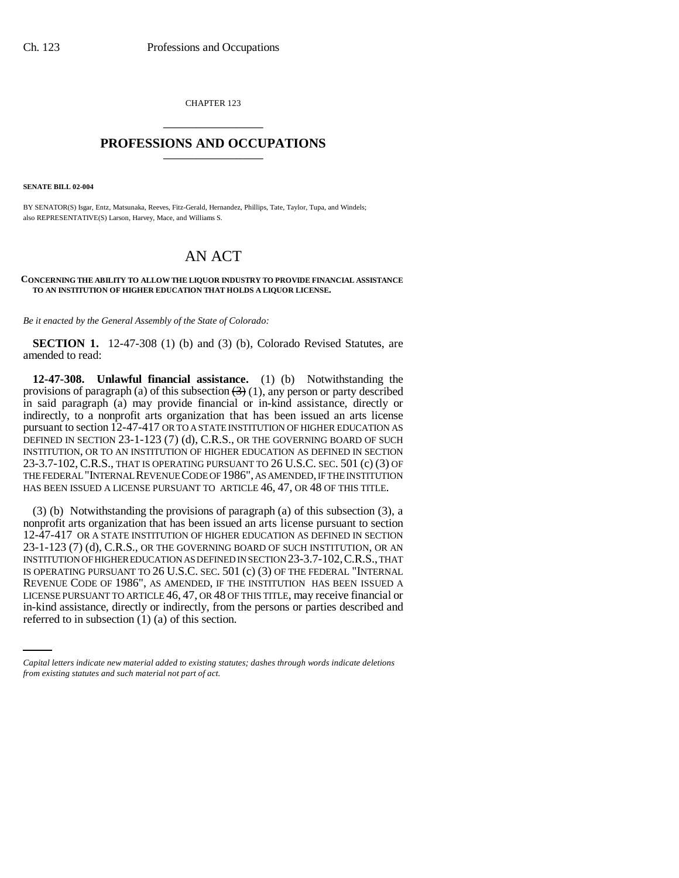CHAPTER 123

## PROFESSIONS AND OCCUPATIONS

**SENATE BILL 02-004**

BY SENATOR(S) Isgar, Entz, Matsunaka, Reeves, Fitz-Gerald, Hernandez, Phillips, Tate, Taylor, Tupa, and Windels; also REPRESENTATIVE(S) Larson, Harvey, Mace, and Williams S.

# AN ACT

**CONCERNING THE ABILITY TO ALLOW THE LIQUOR INDUSTRY TO PROVIDE FINANCIAL ASSISTANCE TO AN INSTITUTION OF HIGHER EDUCATION THAT HOLDS A LIQUOR LICENSE.**

*Be it enacted by the General Assembly of the State of Colorado:*

**SECTION 1.** 12-47-308 (1) (b) and (3) (b), Colorado Revised Statutes, are amended to read:

**12-47-308. Unlawful financial assistance.** (1) (b) Notwithstanding the provisions of paragraph (a) of this subsection ~~(3)~~ (1), any person or party described in said paragraph (a) may provide financial or in-kind assistance, directly or indirectly, to a nonprofit arts organization that has been issued an arts license pursuant to section 12-47-417 OR TO A STATE INSTITUTION OF HIGHER EDUCATION AS DEFINED IN SECTION 23-1-123 (7) (d), C.R.S., OR THE GOVERNING BOARD OF SUCH INSTITUTION, OR TO AN INSTITUTION OF HIGHER EDUCATION AS DEFINED IN SECTION 23-3.7-102, C.R.S., THAT IS OPERATING PURSUANT TO 26 U.S.C. SEC. 501 (c) (3) OF THE FEDERAL "INTERNAL REVENUE CODE OF 1986", AS AMENDED, IF THE INSTITUTION HAS BEEN ISSUED A LICENSE PURSUANT TO ARTICLE 46, 47, OR 48 OF THIS TITLE.

(3) (b) Notwithstanding the provisions of paragraph (a) of this subsection (3), a nonprofit arts organization that has been issued an arts license pursuant to section 12-47-417 OR A STATE INSTITUTION OF HIGHER EDUCATION AS DEFINED IN SECTION 23-1-123 (7) (d), C.R.S., OR THE GOVERNING BOARD OF SUCH INSTITUTION, OR AN INSTITUTION OF HIGHER EDUCATION AS DEFINED IN SECTION 23-3.7-102, C.R.S., THAT IS OPERATING PURSUANT TO 26 U.S.C. SEC. 501 (c) (3) OF THE FEDERAL "INTERNAL REVENUE CODE OF 1986", AS AMENDED, IF THE INSTITUTION HAS BEEN ISSUED A LICENSE PURSUANT TO ARTICLE 46, 47, OR 48 OF THIS TITLE, may receive financial or in-kind assistance, directly or indirectly, from the persons or parties described and referred to in subsection (1) (a) of this section.

*Capital letters indicate new material added to existing statutes; dashes through words indicate deletions from existing statutes and such material not part of act.*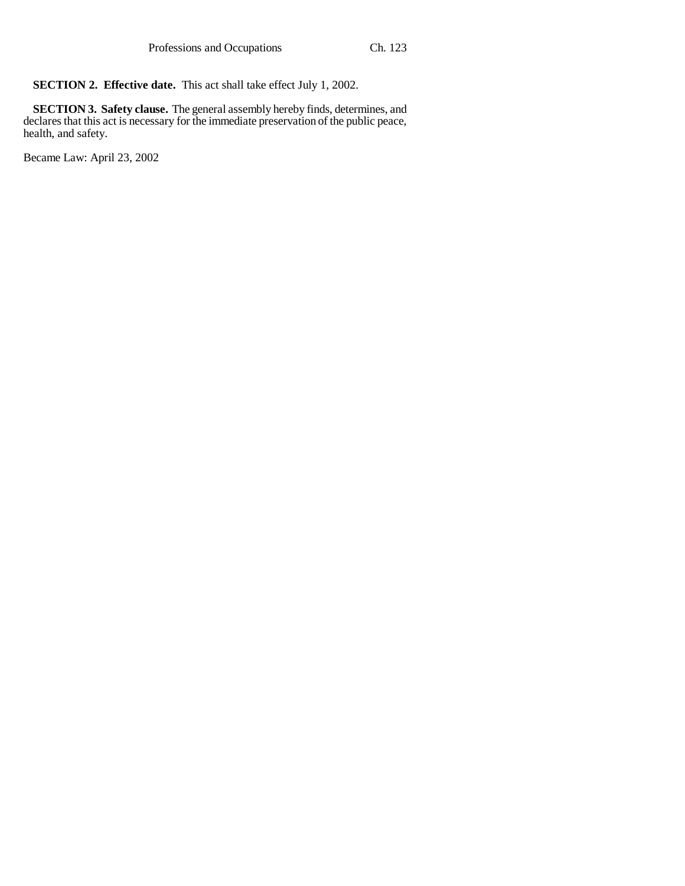**SECTION 2. Effective date.** This act shall take effect July 1, 2002.

**SECTION 3. Safety clause.** The general assembly hereby finds, determines, and declares that this act is necessary for the immediate preservation of the public peace, health, and safety.

Became Law: April 23, 2002